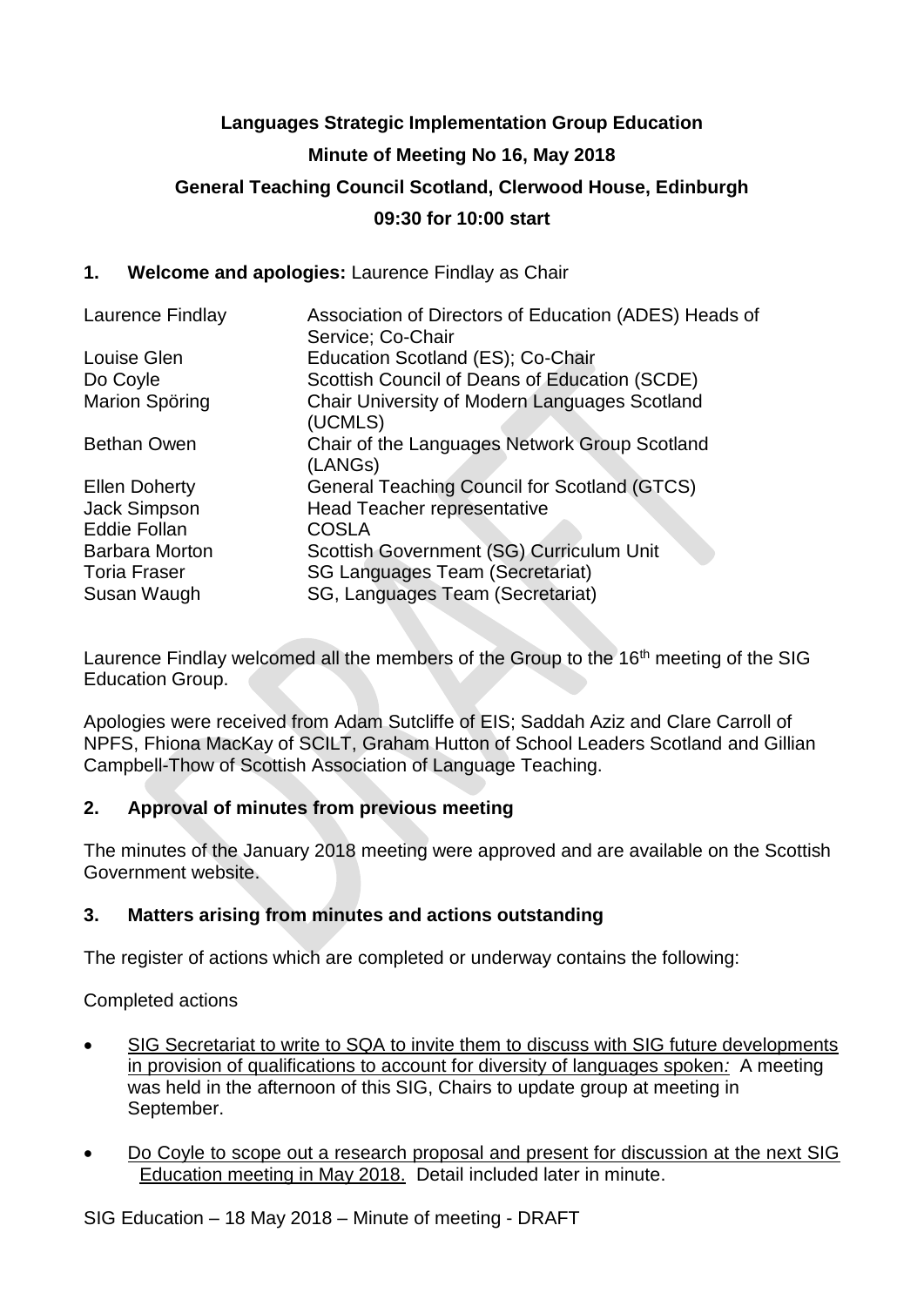**Languages Strategic Implementation Group Education**

**Minute of Meeting No 16, May 2018**

**General Teaching Council Scotland, Clerwood House, Edinburgh**

**09:30 for 10:00 start**

## 1. Welcome and apologies: Laurence Findlay as Chair

| | |
|---|---|
| Laurence Findlay | Association of Directors of Education (ADES) Heads of Service; Co-Chair |
| Louise Glen | Education Scotland (ES); Co-Chair |
| Do Coyle | Scottish Council of Deans of Education (SCDE) |
| Marion Spöring | Chair University of Modern Languages Scotland (UCMLS) |
| Bethan Owen | Chair of the Languages Network Group Scotland (LANGs) |
| Ellen Doherty | General Teaching Council for Scotland (GTCS) |
| Jack Simpson | Head Teacher representative |
| Eddie Follan | COSLA |
| Barbara Morton | Scottish Government (SG) Curriculum Unit |
| Toria Fraser | SG Languages Team (Secretariat) |
| Susan Waugh | SG, Languages Team (Secretariat) |

Laurence Findlay welcomed all the members of the Group to the 16th meeting of the SIG Education Group.

Apologies were received from Adam Sutcliffe of EIS; Saddah Aziz and Clare Carroll of NPFS, Fhiona MacKay of SCILT, Graham Hutton of School Leaders Scotland and Gillian Campbell-Thow of Scottish Association of Language Teaching.

## 2. Approval of minutes from previous meeting

The minutes of the January 2018 meeting were approved and are available on the Scottish Government website.

## 3. Matters arising from minutes and actions outstanding

The register of actions which are completed or underway contains the following:

Completed actions

- SIG Secretariat to write to SQA to invite them to discuss with SIG future developments in provision of qualifications to account for diversity of languages spoken*:* A meeting was held in the afternoon of this SIG, Chairs to update group at meeting in September.
- Do Coyle to scope out a research proposal and present for discussion at the next SIG Education meeting in May 2018. Detail included later in minute.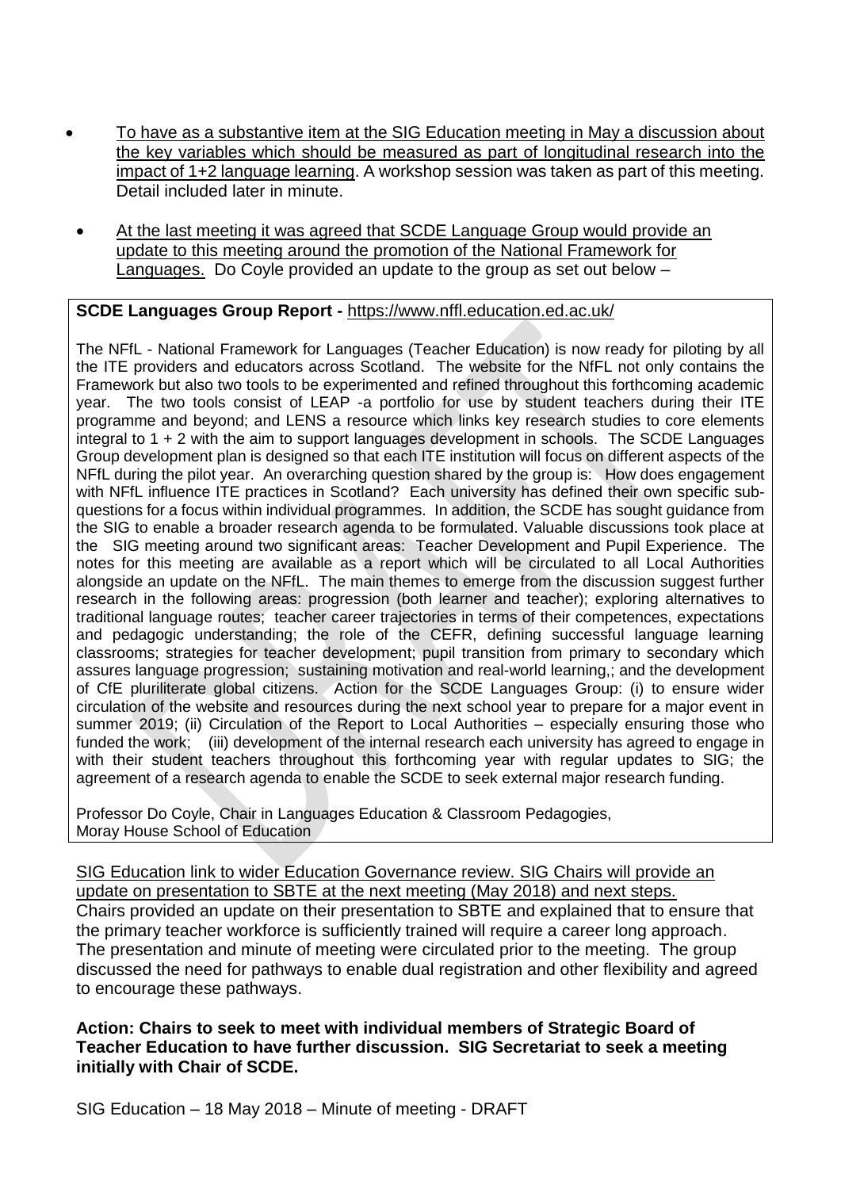- To have as a substantive item at the SIG Education meeting in May a discussion about the key variables which should be measured as part of longitudinal research into the impact of 1+2 language learning. A workshop session was taken as part of this meeting. Detail included later in minute.

- At the last meeting it was agreed that SCDE Language Group would provide an update to this meeting around the promotion of the National Framework for Languages. Do Coyle provided an update to the group as set out below –

**SCDE Languages Group Report -** https://www.nffl.education.ed.ac.uk/

The NFfL - National Framework for Languages (Teacher Education) is now ready for piloting by all the ITE providers and educators across Scotland. The website for the NfFL not only contains the Framework but also two tools to be experimented and refined throughout this forthcoming academic year. The two tools consist of LEAP -a portfolio for use by student teachers during their ITE programme and beyond; and LENS a resource which links key research studies to core elements integral to 1 + 2 with the aim to support languages development in schools. The SCDE Languages Group development plan is designed so that each ITE institution will focus on different aspects of the NFfL during the pilot year. An overarching question shared by the group is: How does engagement with NFfL influence ITE practices in Scotland? Each university has defined their own specific sub-questions for a focus within individual programmes. In addition, the SCDE has sought guidance from the SIG to enable a broader research agenda to be formulated. Valuable discussions took place at the SIG meeting around two significant areas: Teacher Development and Pupil Experience. The notes for this meeting are available as a report which will be circulated to all Local Authorities alongside an update on the NFfL. The main themes to emerge from the discussion suggest further research in the following areas: progression (both learner and teacher); exploring alternatives to traditional language routes; teacher career trajectories in terms of their competences, expectations and pedagogic understanding; the role of the CEFR, defining successful language learning classrooms; strategies for teacher development; pupil transition from primary to secondary which assures language progression; sustaining motivation and real-world learning,; and the development of CfE pluriliterate global citizens. Action for the SCDE Languages Group: (i) to ensure wider circulation of the website and resources during the next school year to prepare for a major event in summer 2019; (ii) Circulation of the Report to Local Authorities – especially ensuring those who funded the work; (iii) development of the internal research each university has agreed to engage in with their student teachers throughout this forthcoming year with regular updates to SIG; the agreement of a research agenda to enable the SCDE to seek external major research funding.

Professor Do Coyle, Chair in Languages Education & Classroom Pedagogies,
Moray House School of Education

SIG Education link to wider Education Governance review. SIG Chairs will provide an update on presentation to SBTE at the next meeting (May 2018) and next steps.
Chairs provided an update on their presentation to SBTE and explained that to ensure that the primary teacher workforce is sufficiently trained will require a career long approach. The presentation and minute of meeting were circulated prior to the meeting. The group discussed the need for pathways to enable dual registration and other flexibility and agreed to encourage these pathways.

**Action: Chairs to seek to meet with individual members of Strategic Board of Teacher Education to have further discussion. SIG Secretariat to seek a meeting initially with Chair of SCDE.**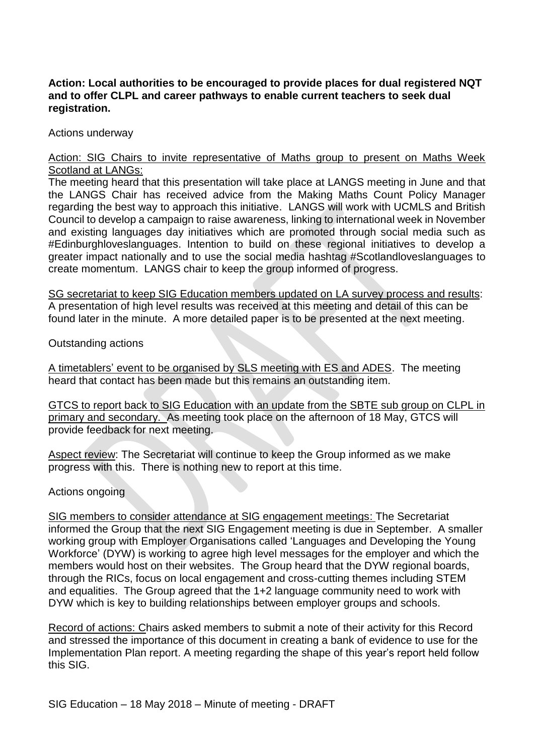**Action: Local authorities to be encouraged to provide places for dual registered NQT and to offer CLPL and career pathways to enable current teachers to seek dual registration.**

Actions underway

<u>Action: SIG Chairs to invite representative of Maths group to present on Maths Week Scotland at LANGs:</u>
The meeting heard that this presentation will take place at LANGS meeting in June and that the LANGS Chair has received advice from the Making Maths Count Policy Manager regarding the best way to approach this initiative. LANGS will work with UCMLS and British Council to develop a campaign to raise awareness, linking to international week in November and existing languages day initiatives which are promoted through social media such as #Edinburghlovesla‌nguages. Intention to build on these regional initiatives to develop a greater impact nationally and to use the social media hashtag #Scotlandloveslanguages to create momentum. LANGS chair to keep the group informed of progress.

<u>SG secretariat to keep SIG Education members updated on LA survey process and results</u>: A presentation of high level results was received at this meeting and detail of this can be found later in the minute. A more detailed paper is to be presented at the next meeting.

Outstanding actions

<u>A timetablers' event to be organised by SLS meeting with ES and ADES</u>. The meeting heard that contact has been made but this remains an outstanding item.

<u>GTCS to report back to SIG Education with an update from the SBTE sub group on CLPL in primary and secondary.</u> As meeting took place on the afternoon of 18 May, GTCS will provide feedback for next meeting.

<u>Aspect review</u>: The Secretariat will continue to keep the Group informed as we make progress with this. There is nothing new to report at this time.

Actions ongoing

<u>SIG members to consider attendance at SIG engagement meetings:</u> The Secretariat informed the Group that the next SIG Engagement meeting is due in September. A smaller working group with Employer Organisations called 'Languages and Developing the Young Workforce' (DYW) is working to agree high level messages for the employer and which the members would host on their websites. The Group heard that the DYW regional boards, through the RICs, focus on local engagement and cross-cutting themes including STEM and equalities. The Group agreed that the 1+2 language community need to work with DYW which is key to building relationships between employer groups and schools.

<u>Record of actions:</u> Chairs asked members to submit a note of their activity for this Record and stressed the importance of this document in creating a bank of evidence to use for the Implementation Plan report. A meeting regarding the shape of this year's report held follow this SIG.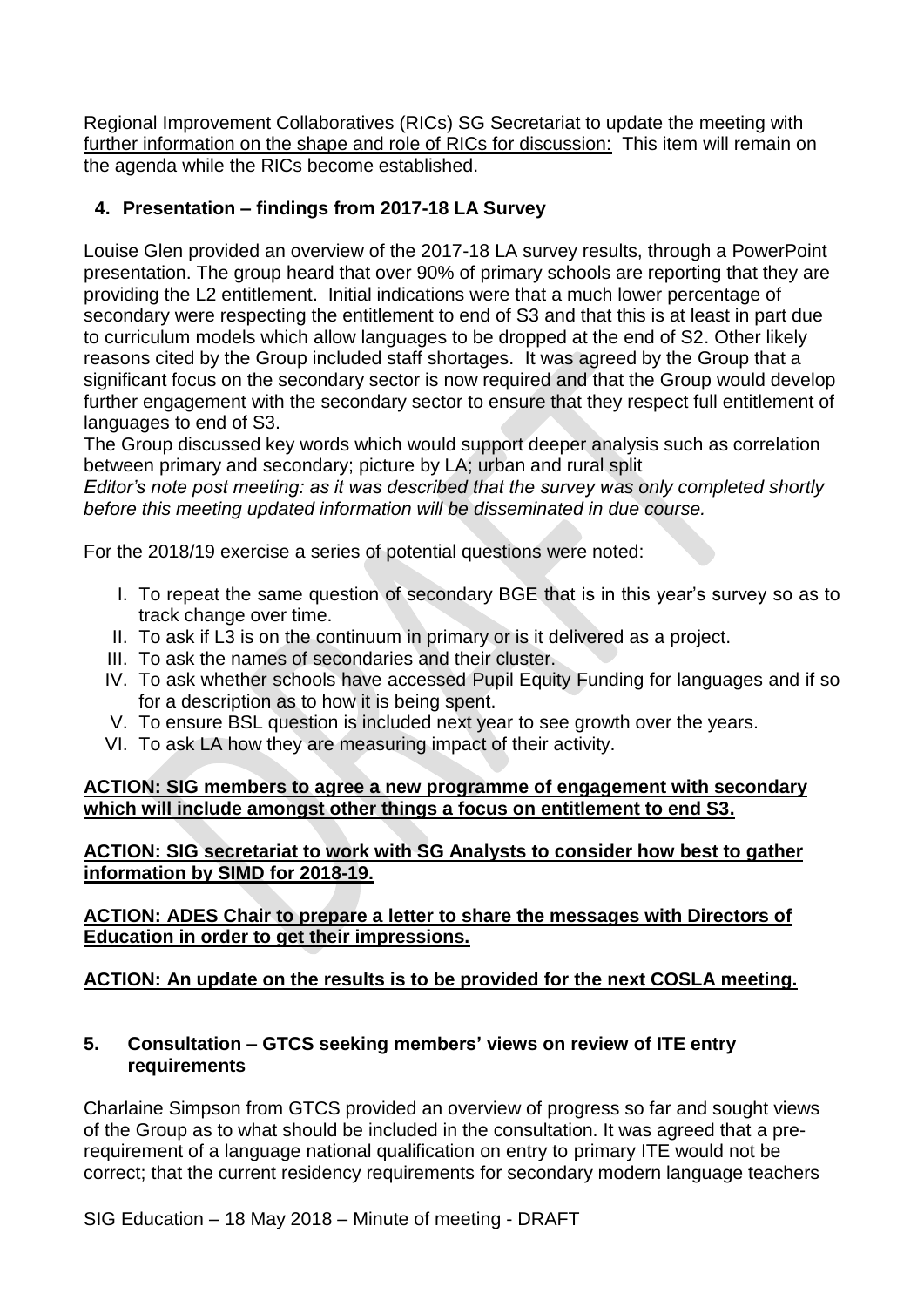Regional Improvement Collaboratives (RICs) SG Secretariat to update the meeting with further information on the shape and role of RICs for discussion: This item will remain on the agenda while the RICs become established.

## 4. Presentation – findings from 2017-18 LA Survey

Louise Glen provided an overview of the 2017-18 LA survey results, through a PowerPoint presentation. The group heard that over 90% of primary schools are reporting that they are providing the L2 entitlement. Initial indications were that a much lower percentage of secondary were respecting the entitlement to end of S3 and that this is at least in part due to curriculum models which allow languages to be dropped at the end of S2. Other likely reasons cited by the Group included staff shortages. It was agreed by the Group that a significant focus on the secondary sector is now required and that the Group would develop further engagement with the secondary sector to ensure that they respect full entitlement of languages to end of S3.

The Group discussed key words which would support deeper analysis such as correlation between primary and secondary; picture by LA; urban and rural split

*Editor's note post meeting: as it was described that the survey was only completed shortly before this meeting updated information will be disseminated in due course.*

For the 2018/19 exercise a series of potential questions were noted:

I. To repeat the same question of secondary BGE that is in this year's survey so as to track change over time.
II. To ask if L3 is on the continuum in primary or is it delivered as a project.
III. To ask the names of secondaries and their cluster.
IV. To ask whether schools have accessed Pupil Equity Funding for languages and if so for a description as to how it is being spent.
V. To ensure BSL question is included next year to see growth over the years.
VI. To ask LA how they are measuring impact of their activity.

**ACTION: SIG members to agree a new programme of engagement with secondary which will include amongst other things a focus on entitlement to end S3.**

**ACTION: SIG secretariat to work with SG Analysts to consider how best to gather information by SIMD for 2018-19.**

**ACTION: ADES Chair to prepare a letter to share the messages with Directors of Education in order to get their impressions.**

**ACTION: An update on the results is to be provided for the next COSLA meeting.**

## 5. Consultation – GTCS seeking members' views on review of ITE entry requirements

Charlaine Simpson from GTCS provided an overview of progress so far and sought views of the Group as to what should be included in the consultation. It was agreed that a pre-requirement of a language national qualification on entry to primary ITE would not be correct; that the current residency requirements for secondary modern language teachers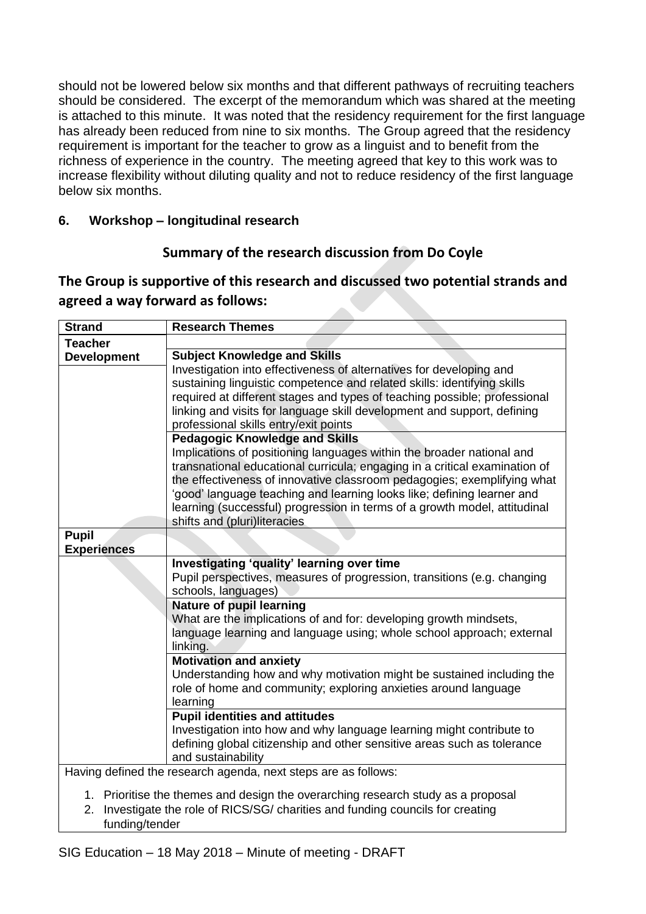should not be lowered below six months and that different pathways of recruiting teachers should be considered. The excerpt of the memorandum which was shared at the meeting is attached to this minute. It was noted that the residency requirement for the first language has already been reduced from nine to six months. The Group agreed that the residency requirement is important for the teacher to grow as a linguist and to benefit from the richness of experience in the country. The meeting agreed that key to this work was to increase flexibility without diluting quality and not to reduce residency of the first language below six months.

## 6. Workshop – longitudinal research

### Summary of the research discussion from Do Coyle

### The Group is supportive of this research and discussed two potential strands and agreed a way forward as follows:

| Strand | Research Themes |
|---|---|
| **Teacher Development** | |
| | **Subject Knowledge and Skills** Investigation into effectiveness of alternatives for developing and sustaining linguistic competence and related skills: identifying skills required at different stages and types of teaching possible; professional linking and visits for language skill development and support, defining professional skills entry/exit points |
| | **Pedagogic Knowledge and Skills** Implications of positioning languages within the broader national and transnational educational curricula; engaging in a critical examination of the effectiveness of innovative classroom pedagogies; exemplifying what 'good' language teaching and learning looks like; defining learner and learning (successful) progression in terms of a growth model, attitudinal shifts and (pluri)literacies |
| **Pupil Experiences** | |
| | **Investigating 'quality' learning over time** Pupil perspectives, measures of progression, transitions (e.g. changing schools, languages) |
| | **Nature of pupil learning** What are the implications of and for: developing growth mindsets, language learning and language using; whole school approach; external linking. |
| | **Motivation and anxiety** Understanding how and why motivation might be sustained including the role of home and community; exploring anxieties around language learning |
| | **Pupil identities and attitudes** Investigation into how and why language learning might contribute to defining global citizenship and other sensitive areas such as tolerance and sustainability |

Having defined the research agenda, next steps are as follows:

1. Prioritise the themes and design the overarching research study as a proposal
2. Investigate the role of RICS/SG/ charities and funding councils for creating funding/tender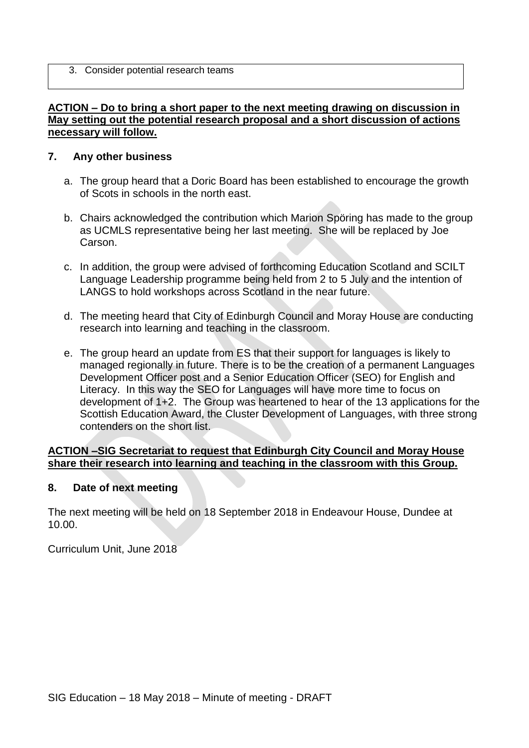3. Consider potential research teams

**ACTION – Do to bring a short paper to the next meeting drawing on discussion in May setting out the potential research proposal and a short discussion of actions necessary will follow.**

## 7. Any other business

a. The group heard that a Doric Board has been established to encourage the growth of Scots in schools in the north east.

b. Chairs acknowledged the contribution which Marion Spöring has made to the group as UCMLS representative being her last meeting. She will be replaced by Joe Carson.

c. In addition, the group were advised of forthcoming Education Scotland and SCILT Language Leadership programme being held from 2 to 5 July and the intention of LANGS to hold workshops across Scotland in the near future.

d. The meeting heard that City of Edinburgh Council and Moray House are conducting research into learning and teaching in the classroom.

e. The group heard an update from ES that their support for languages is likely to managed regionally in future. There is to be the creation of a permanent Languages Development Officer post and a Senior Education Officer (SEO) for English and Literacy. In this way the SEO for Languages will have more time to focus on development of 1+2. The Group was heartened to hear of the 13 applications for the Scottish Education Award, the Cluster Development of Languages, with three strong contenders on the short list.

**ACTION –SIG Secretariat to request that Edinburgh City Council and Moray House share their research into learning and teaching in the classroom with this Group.**

## 8. Date of next meeting

The next meeting will be held on 18 September 2018 in Endeavour House, Dundee at 10.00.

Curriculum Unit, June 2018